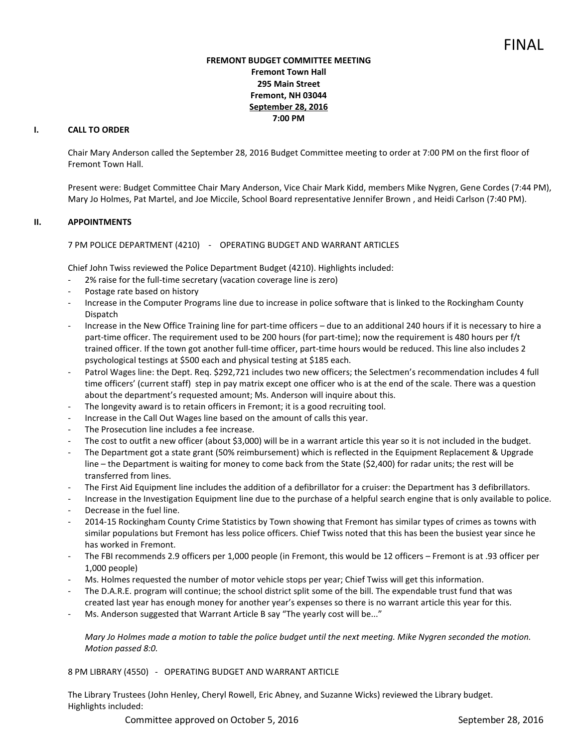FINAL

**FREMONT BUDGET COMMITTEE MEETING**
**Fremont Town Hall**
**295 Main Street**
**Fremont, NH 03044**
**September 28, 2016**
**7:00 PM**

## I. CALL TO ORDER

Chair Mary Anderson called the September 28, 2016 Budget Committee meeting to order at 7:00 PM on the first floor of Fremont Town Hall.

Present were: Budget Committee Chair Mary Anderson, Vice Chair Mark Kidd, members Mike Nygren, Gene Cordes (7:44 PM), Mary Jo Holmes, Pat Martel, and Joe Miccile, School Board representative Jennifer Brown , and Heidi Carlson (7:40 PM).

## II. APPOINTMENTS

7 PM POLICE DEPARTMENT (4210) - OPERATING BUDGET AND WARRANT ARTICLES

Chief John Twiss reviewed the Police Department Budget (4210). Highlights included:

- 2% raise for the full-time secretary (vacation coverage line is zero)
- Postage rate based on history
- Increase in the Computer Programs line due to increase in police software that is linked to the Rockingham County Dispatch
- Increase in the New Office Training line for part-time officers – due to an additional 240 hours if it is necessary to hire a part-time officer. The requirement used to be 200 hours (for part-time); now the requirement is 480 hours per f/t trained officer. If the town got another full-time officer, part-time hours would be reduced. This line also includes 2 psychological testings at $500 each and physical testing at $185 each.
- Patrol Wages line: the Dept. Req. $292,721 includes two new officers; the Selectmen's recommendation includes 4 full time officers' (current staff) step in pay matrix except one officer who is at the end of the scale. There was a question about the department's requested amount; Ms. Anderson will inquire about this.
- The longevity award is to retain officers in Fremont; it is a good recruiting tool.
- Increase in the Call Out Wages line based on the amount of calls this year.
- The Prosecution line includes a fee increase.
- The cost to outfit a new officer (about $3,000) will be in a warrant article this year so it is not included in the budget.
- The Department got a state grant (50% reimbursement) which is reflected in the Equipment Replacement & Upgrade line – the Department is waiting for money to come back from the State ($2,400) for radar units; the rest will be transferred from lines.
- The First Aid Equipment line includes the addition of a defibrillator for a cruiser: the Department has 3 defibrillators.
- Increase in the Investigation Equipment line due to the purchase of a helpful search engine that is only available to police.
- Decrease in the fuel line.
- 2014-15 Rockingham County Crime Statistics by Town showing that Fremont has similar types of crimes as towns with similar populations but Fremont has less police officers. Chief Twiss noted that this has been the busiest year since he has worked in Fremont.
- The FBI recommends 2.9 officers per 1,000 people (in Fremont, this would be 12 officers – Fremont is at .93 officer per 1,000 people)
- Ms. Holmes requested the number of motor vehicle stops per year; Chief Twiss will get this information.
- The D.A.R.E. program will continue; the school district split some of the bill. The expendable trust fund that was created last year has enough money for another year's expenses so there is no warrant article this year for this.
- Ms. Anderson suggested that Warrant Article B say "The yearly cost will be..."

*Mary Jo Holmes made a motion to table the police budget until the next meeting. Mike Nygren seconded the motion. Motion passed 8:0.*

8 PM LIBRARY (4550) - OPERATING BUDGET AND WARRANT ARTICLE

The Library Trustees (John Henley, Cheryl Rowell, Eric Abney, and Suzanne Wicks) reviewed the Library budget. Highlights included: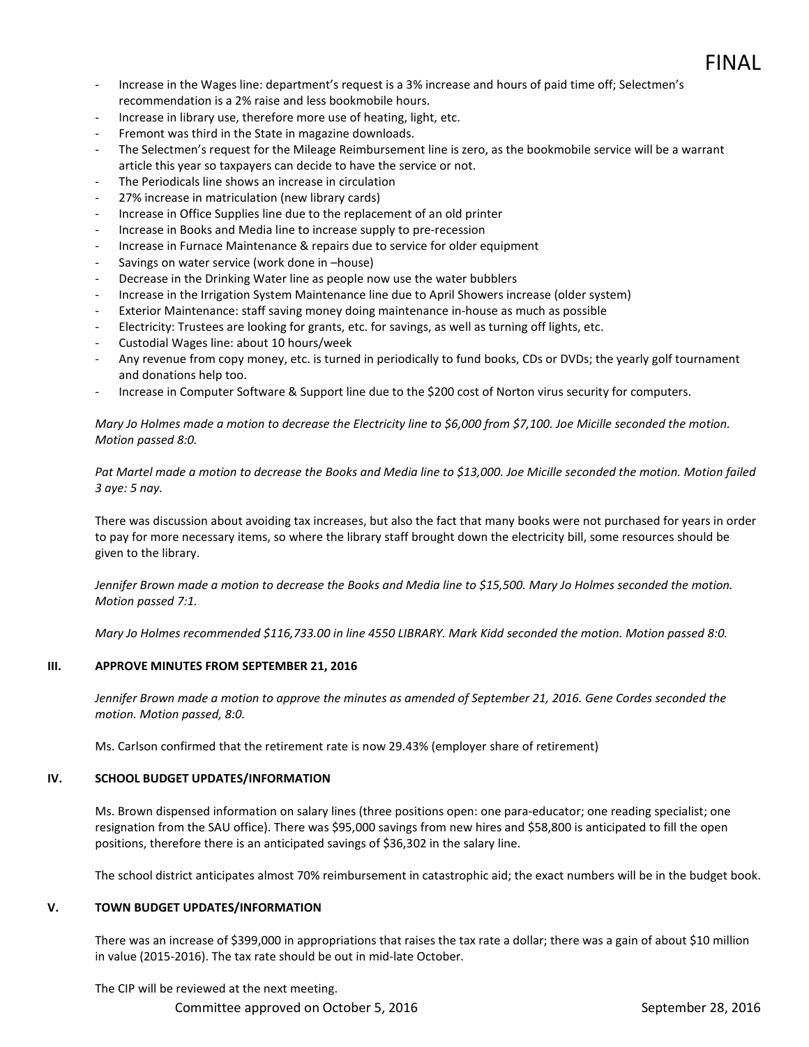- Increase in the Wages line: department's request is a 3% increase and hours of paid time off; Selectmen's recommendation is a 2% raise and less bookmobile hours.
- Increase in library use, therefore more use of heating, light, etc.
- Fremont was third in the State in magazine downloads.
- The Selectmen's request for the Mileage Reimbursement line is zero, as the bookmobile service will be a warrant article this year so taxpayers can decide to have the service or not.
- The Periodicals line shows an increase in circulation
- 27% increase in matriculation (new library cards)
- Increase in Office Supplies line due to the replacement of an old printer
- Increase in Books and Media line to increase supply to pre-recession
- Increase in Furnace Maintenance & repairs due to service for older equipment
- Savings on water service (work done in –house)
- Decrease in the Drinking Water line as people now use the water bubblers
- Increase in the Irrigation System Maintenance line due to April Showers increase (older system)
- Exterior Maintenance: staff saving money doing maintenance in-house as much as possible
- Electricity: Trustees are looking for grants, etc. for savings, as well as turning off lights, etc.
- Custodial Wages line: about 10 hours/week
- Any revenue from copy money, etc. is turned in periodically to fund books, CDs or DVDs; the yearly golf tournament and donations help too.
- Increase in Computer Software & Support line due to the $200 cost of Norton virus security for computers.

*Mary Jo Holmes made a motion to decrease the Electricity line to $6,000 from $7,100. Joe Micille seconded the motion. Motion passed 8:0.*

*Pat Martel made a motion to decrease the Books and Media line to $13,000. Joe Micille seconded the motion. Motion failed 3 aye: 5 nay.*

There was discussion about avoiding tax increases, but also the fact that many books were not purchased for years in order to pay for more necessary items, so where the library staff brought down the electricity bill, some resources should be given to the library.

*Jennifer Brown made a motion to decrease the Books and Media line to $15,500. Mary Jo Holmes seconded the motion. Motion passed 7:1.*

*Mary Jo Holmes recommended $116,733.00 in line 4550 LIBRARY. Mark Kidd seconded the motion. Motion passed 8:0.*

## III. APPROVE MINUTES FROM SEPTEMBER 21, 2016

*Jennifer Brown made a motion to approve the minutes as amended of September 21, 2016. Gene Cordes seconded the motion. Motion passed, 8:0.*

Ms. Carlson confirmed that the retirement rate is now 29.43% (employer share of retirement)

## IV. SCHOOL BUDGET UPDATES/INFORMATION

Ms. Brown dispensed information on salary lines (three positions open: one para-educator; one reading specialist; one resignation from the SAU office). There was $95,000 savings from new hires and $58,800 is anticipated to fill the open positions, therefore there is an anticipated savings of $36,302 in the salary line.

The school district anticipates almost 70% reimbursement in catastrophic aid; the exact numbers will be in the budget book.

## V. TOWN BUDGET UPDATES/INFORMATION

There was an increase of $399,000 in appropriations that raises the tax rate a dollar; there was a gain of about $10 million in value (2015-2016). The tax rate should be out in mid-late October.

The CIP will be reviewed at the next meeting.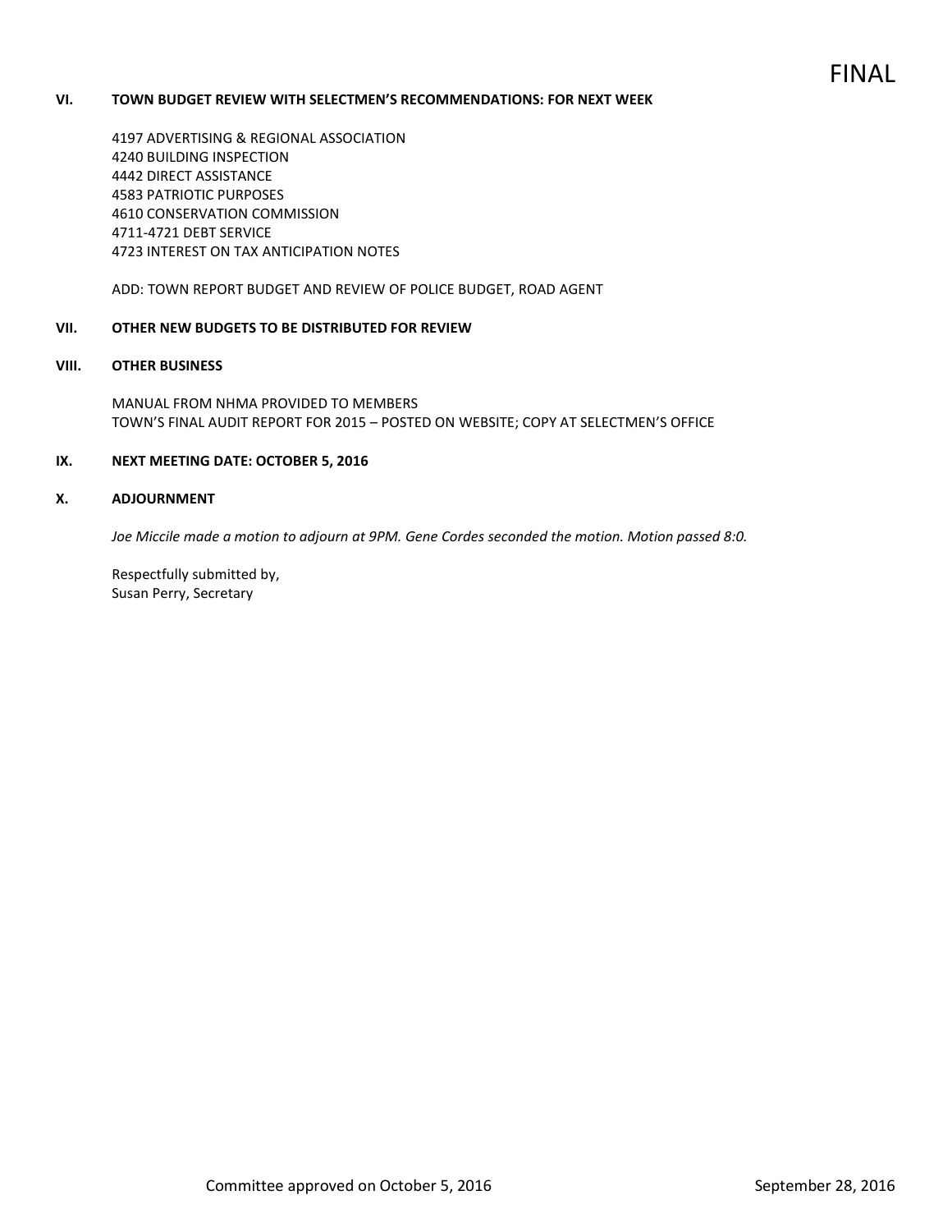FINAL

## VI. TOWN BUDGET REVIEW WITH SELECTMEN'S RECOMMENDATIONS: FOR NEXT WEEK

4197 ADVERTISING & REGIONAL ASSOCIATION
4240 BUILDING INSPECTION
4442 DIRECT ASSISTANCE
4583 PATRIOTIC PURPOSES
4610 CONSERVATION COMMISSION
4711-4721 DEBT SERVICE
4723 INTEREST ON TAX ANTICIPATION NOTES

ADD: TOWN REPORT BUDGET AND REVIEW OF POLICE BUDGET, ROAD AGENT

## VII. OTHER NEW BUDGETS TO BE DISTRIBUTED FOR REVIEW

## VIII. OTHER BUSINESS

MANUAL FROM NHMA PROVIDED TO MEMBERS
TOWN'S FINAL AUDIT REPORT FOR 2015 – POSTED ON WEBSITE; COPY AT SELECTMEN'S OFFICE

## IX. NEXT MEETING DATE: OCTOBER 5, 2016

## X. ADJOURNMENT

*Joe Miccile made a motion to adjourn at 9PM. Gene Cordes seconded the motion. Motion passed 8:0.*

Respectfully submitted by,
Susan Perry, Secretary

Committee approved on October 5, 2016 September 28, 2016